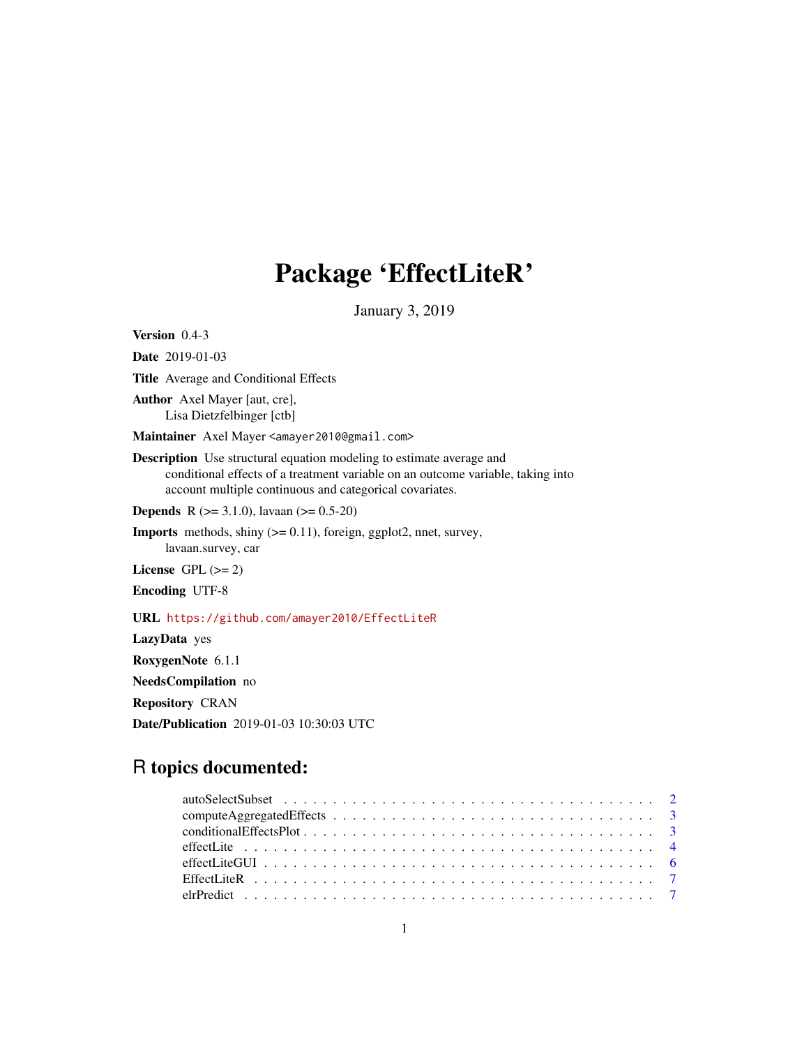# Package 'EffectLiteR'

January 3, 2019

**Version** 0.4-3

**Date** 2019-01-03

**Title** Average and Conditional Effects

**Author** Axel Mayer [aut, cre],
Lisa Dietzfelbinger [ctb]

**Maintainer** Axel Mayer <amayer2010@gmail.com>

**Description** Use structural equation modeling to estimate average and conditional effects of a treatment variable on an outcome variable, taking into account multiple continuous and categorical covariates.

**Depends** R (>= 3.1.0), lavaan (>= 0.5-20)

**Imports** methods, shiny (>= 0.11), foreign, ggplot2, nnet, survey, lavaan.survey, car

**License** GPL (>= 2)

**Encoding** UTF-8

**URL** https://github.com/amayer2010/EffectLiteR

**LazyData** yes

**RoxygenNote** 6.1.1

**NeedsCompilation** no

**Repository** CRAN

**Date/Publication** 2019-01-03 10:30:03 UTC

## R topics documented:

| | |
|---|---|
| autoSelectSubset | 2 |
| computeAggregatedEffects | 3 |
| conditionalEffectsPlot | 3 |
| effectLite | 4 |
| effectLiteGUI | 6 |
| EffectLiteR | 7 |
| elrPredict | 7 |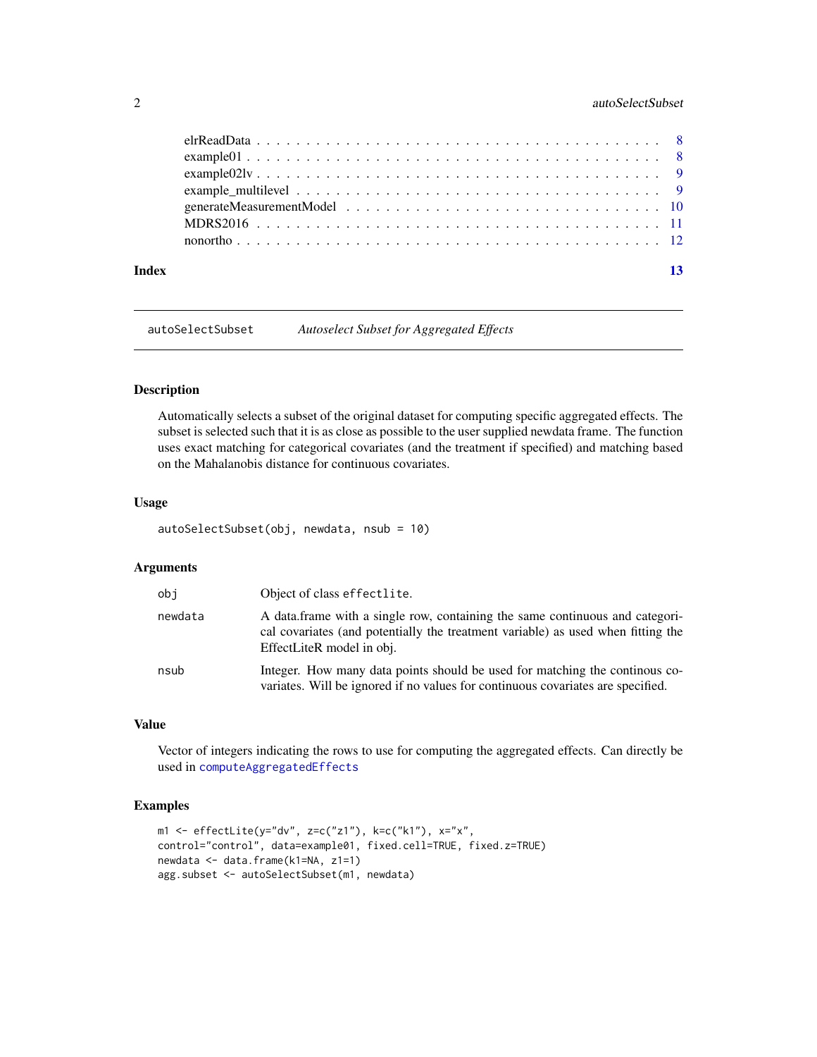elrReadData . . . . . . . . . . . . . . . . . . . . . . . . . . . . . . . . . . . . . . 8
example01 . . . . . . . . . . . . . . . . . . . . . . . . . . . . . . . . . . . . . . . 8
example02lv . . . . . . . . . . . . . . . . . . . . . . . . . . . . . . . . . . . . . . 9
example_multilevel . . . . . . . . . . . . . . . . . . . . . . . . . . . . . . . . . . 9
generateMeasurementModel . . . . . . . . . . . . . . . . . . . . . . . . . . . . . . 10
MDRS2016 . . . . . . . . . . . . . . . . . . . . . . . . . . . . . . . . . . . . . . . 11
nonortho . . . . . . . . . . . . . . . . . . . . . . . . . . . . . . . . . . . . . . . . 12

**Index** **13**

---

## autoSelectSubset *Autoselect Subset for Aggregated Effects*

### Description

Automatically selects a subset of the original dataset for computing specific aggregated effects. The subset is selected such that it is as close as possible to the user supplied newdata frame. The function uses exact matching for categorical covariates (and the treatment if specified) and matching based on the Mahalanobis distance for continuous covariates.

### Usage

```
autoSelectSubset(obj, newdata, nsub = 10)
```

### Arguments

| | |
|---|---|
| obj | Object of class `effectlite`. |
| newdata | A data.frame with a single row, containing the same continuous and categorical covariates (and potentially the treatment variable) as used when fitting the EffectLiteR model in obj. |
| nsub | Integer. How many data points should be used for matching the continous covariates. Will be ignored if no values for continuous covariates are specified. |

### Value

Vector of integers indicating the rows to use for computing the aggregated effects. Can directly be used in `computeAggregatedEffects`

### Examples

```
m1 <- effectLite(y="dv", z=c("z1"), k=c("k1"), x="x",
control="control", data=example01, fixed.cell=TRUE, fixed.z=TRUE)
newdata <- data.frame(k1=NA, z1=1)
agg.subset <- autoSelectSubset(m1, newdata)
```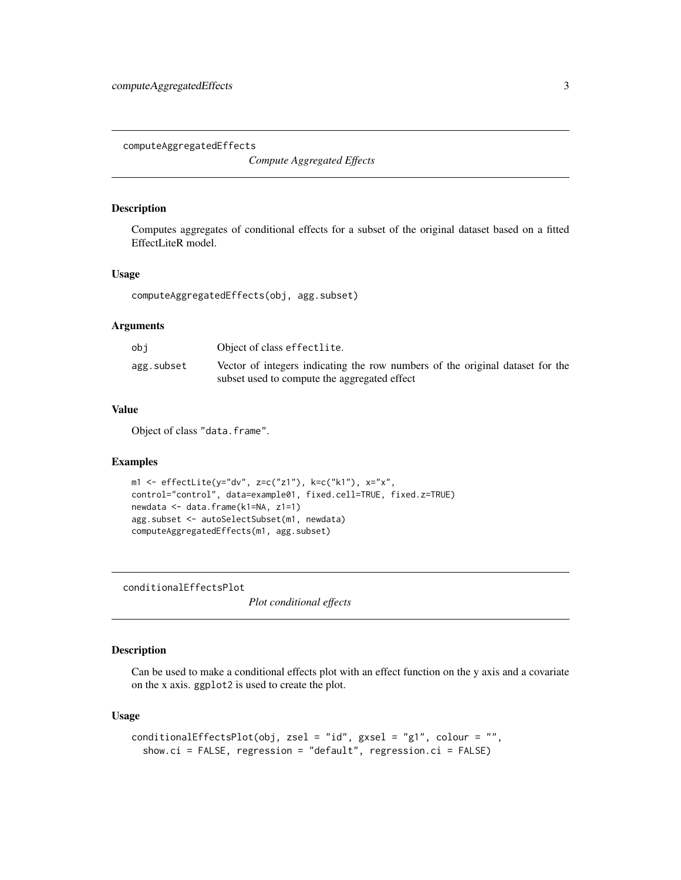## computeAggregatedEffects

*Compute Aggregated Effects*

### Description

Computes aggregates of conditional effects for a subset of the original dataset based on a fitted EffectLiteR model.

### Usage

```
computeAggregatedEffects(obj, agg.subset)
```

### Arguments

| | |
|---|---|
| obj | Object of class effectlite. |
| agg.subset | Vector of integers indicating the row numbers of the original dataset for the subset used to compute the aggregated effect |

### Value

Object of class "data.frame".

### Examples

```
m1 <- effectLite(y="dv", z=c("z1"), k=c("k1"), x="x",
control="control", data=example01, fixed.cell=TRUE, fixed.z=TRUE)
newdata <- data.frame(k1=NA, z1=1)
agg.subset <- autoSelectSubset(m1, newdata)
computeAggregatedEffects(m1, agg.subset)
```

## conditionalEffectsPlot

*Plot conditional effects*

### Description

Can be used to make a conditional effects plot with an effect function on the y axis and a covariate on the x axis. ggplot2 is used to create the plot.

### Usage

```
conditionalEffectsPlot(obj, zsel = "id", gxsel = "g1", colour = "",
  show.ci = FALSE, regression = "default", regression.ci = FALSE)
```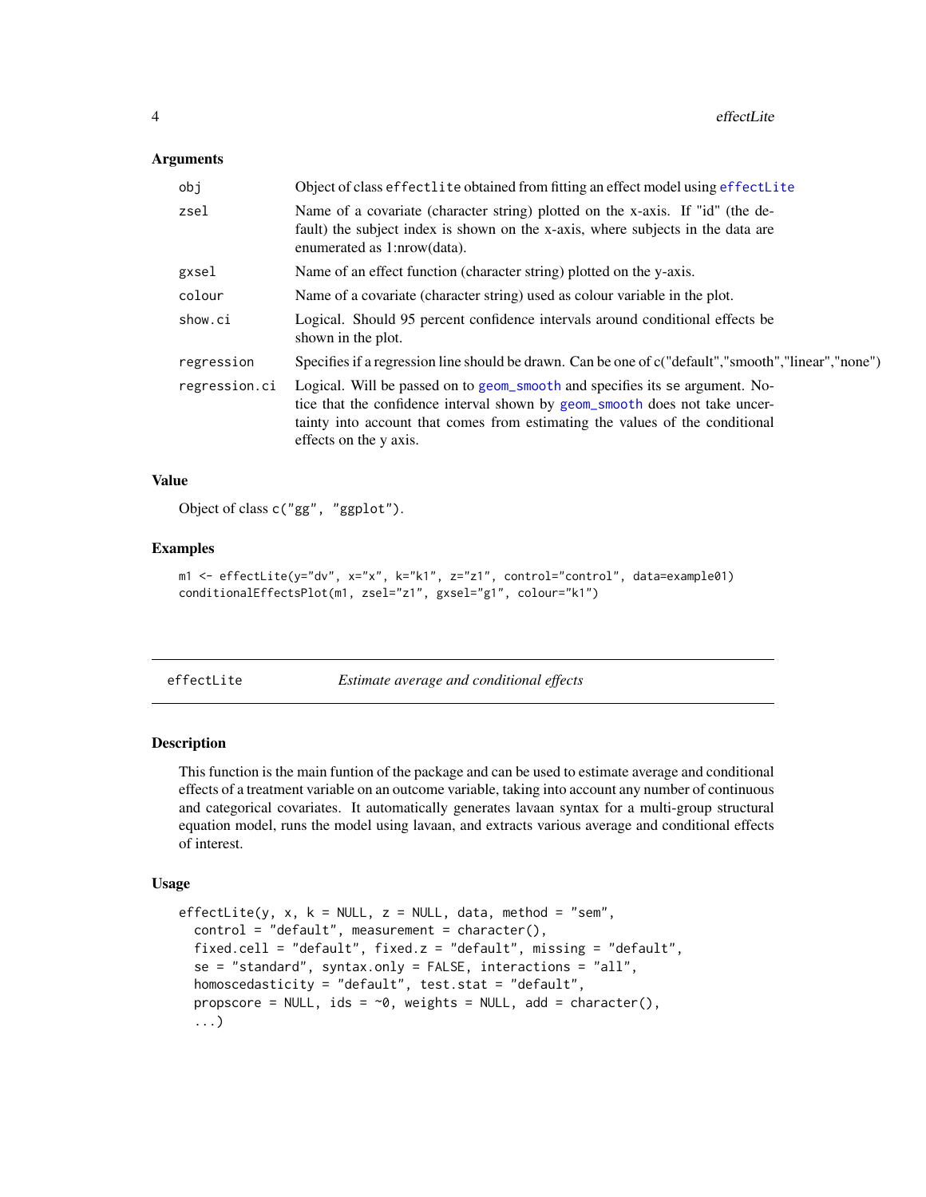### Arguments

| | |
|---|---|
| obj | Object of class effectlite obtained from fitting an effect model using effectLite |
| zsel | Name of a covariate (character string) plotted on the x-axis. If "id" (the default) the subject index is shown on the x-axis, where subjects in the data are enumerated as 1:nrow(data). |
| gxsel | Name of an effect function (character string) plotted on the y-axis. |
| colour | Name of a covariate (character string) used as colour variable in the plot. |
| show.ci | Logical. Should 95 percent confidence intervals around conditional effects be shown in the plot. |
| regression | Specifies if a regression line should be drawn. Can be one of c("default","smooth","linear","none") |
| regression.ci | Logical. Will be passed on to geom_smooth and specifies its se argument. Notice that the confidence interval shown by geom_smooth does not take uncertainty into account that comes from estimating the values of the conditional effects on the y axis. |

### Value

Object of class c("gg", "ggplot").

### Examples

```
m1 <- effectLite(y="dv", x="x", k="k1", z="z1", control="control", data=example01)
conditionalEffectsPlot(m1, zsel="z1", gxsel="g1", colour="k1")
```

## effectLite &nbsp;&nbsp;&nbsp;&nbsp; *Estimate average and conditional effects*

### Description

This function is the main funtion of the package and can be used to estimate average and conditional effects of a treatment variable on an outcome variable, taking into account any number of continuous and categorical covariates. It automatically generates lavaan syntax for a multi-group structural equation model, runs the model using lavaan, and extracts various average and conditional effects of interest.

### Usage

```
effectLite(y, x, k = NULL, z = NULL, data, method = "sem",
  control = "default", measurement = character(),
  fixed.cell = "default", fixed.z = "default", missing = "default",
  se = "standard", syntax.only = FALSE, interactions = "all",
  homoscedasticity = "default", test.stat = "default",
  propscore = NULL, ids = ~0, weights = NULL, add = character(),
  ...)
```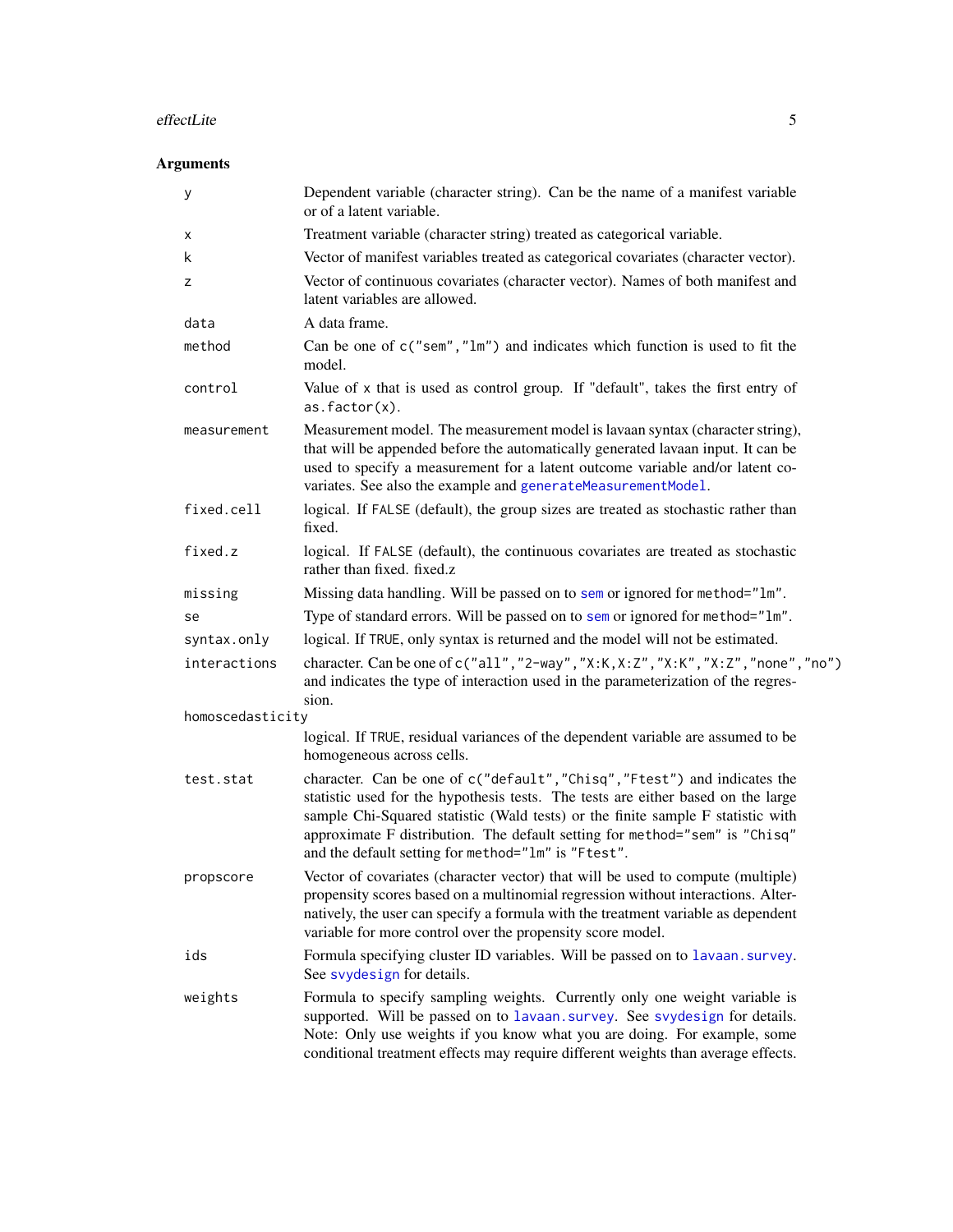## Arguments

| Argument | Description |
|---|---|
| `y` | Dependent variable (character string). Can be the name of a manifest variable or of a latent variable. |
| `x` | Treatment variable (character string) treated as categorical variable. |
| `k` | Vector of manifest variables treated as categorical covariates (character vector). |
| `z` | Vector of continuous covariates (character vector). Names of both manifest and latent variables are allowed. |
| `data` | A data frame. |
| `method` | Can be one of `c("sem","lm")` and indicates which function is used to fit the model. |
| `control` | Value of `x` that is used as control group. If "default", takes the first entry of `as.factor(x)`. |
| `measurement` | Measurement model. The measurement model is lavaan syntax (character string), that will be appended before the automatically generated lavaan input. It can be used to specify a measurement for a latent outcome variable and/or latent covariates. See also the example and `generateMeasurementModel`. |
| `fixed.cell` | logical. If `FALSE` (default), the group sizes are treated as stochastic rather than fixed. |
| `fixed.z` | logical. If `FALSE` (default), the continuous covariates are treated as stochastic rather than fixed. fixed.z |
| `missing` | Missing data handling. Will be passed on to `sem` or ignored for `method="lm"`. |
| `se` | Type of standard errors. Will be passed on to `sem` or ignored for `method="lm"`. |
| `syntax.only` | logical. If `TRUE`, only syntax is returned and the model will not be estimated. |
| `interactions` | character. Can be one of `c("all","2-way","X:K,X:Z","X:K","X:Z","none","no")` and indicates the type of interaction used in the parameterization of the regression. |
| `homoscedasticity` | logical. If `TRUE`, residual variances of the dependent variable are assumed to be homogeneous across cells. |
| `test.stat` | character. Can be one of `c("default","Chisq","Ftest")` and indicates the statistic used for the hypothesis tests. The tests are either based on the large sample Chi-Squared statistic (Wald tests) or the finite sample F statistic with approximate F distribution. The default setting for `method="sem"` is `"Chisq"` and the default setting for `method="lm"` is `"Ftest"`. |
| `propscore` | Vector of covariates (character vector) that will be used to compute (multiple) propensity scores based on a multinomial regression without interactions. Alternatively, the user can specify a formula with the treatment variable as dependent variable for more control over the propensity score model. |
| `ids` | Formula specifying cluster ID variables. Will be passed on to `lavaan.survey`. See `svydesign` for details. |
| `weights` | Formula to specify sampling weights. Currently only one weight variable is supported. Will be passed on to `lavaan.survey`. See `svydesign` for details. Note: Only use weights if you know what you are doing. For example, some conditional treatment effects may require different weights than average effects. |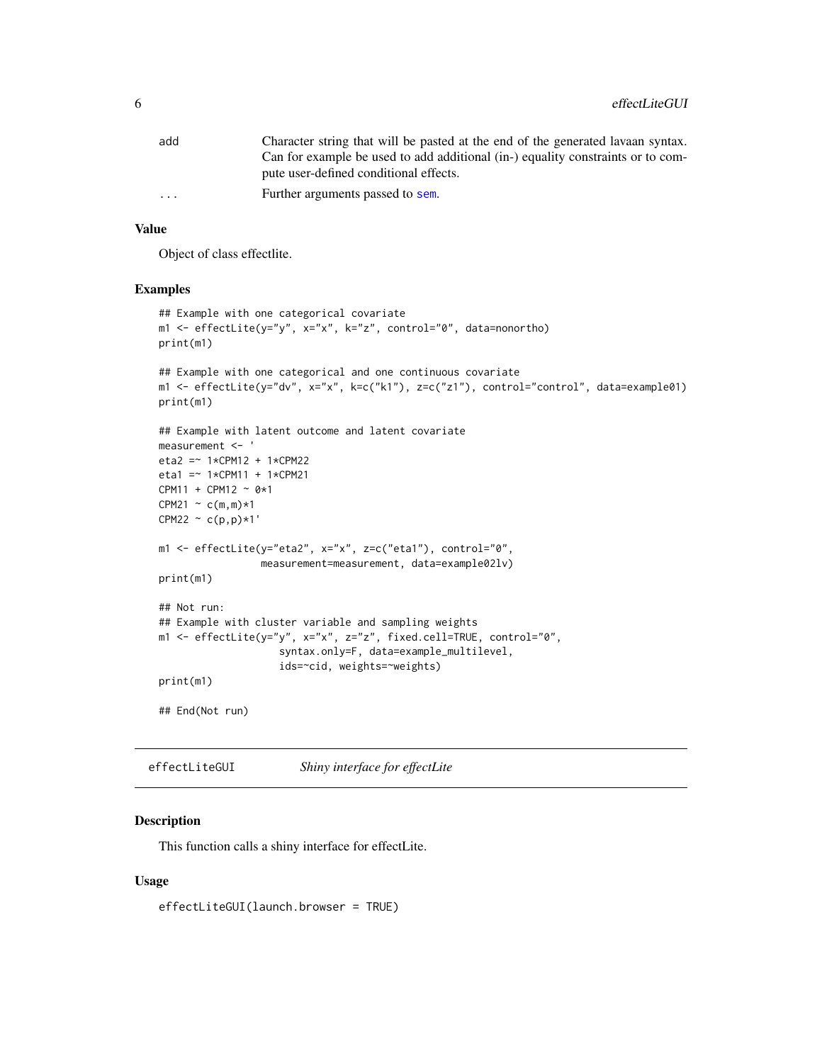| | |
|---|---|
| add | Character string that will be pasted at the end of the generated lavaan syntax. Can for example be used to add additional (in-) equality constraints or to compute user-defined conditional effects. |
| ... | Further arguments passed to sem. |

### Value

Object of class effectlite.

### Examples

```
## Example with one categorical covariate
m1 <- effectLite(y="y", x="x", k="z", control="0", data=nonortho)
print(m1)

## Example with one categorical and one continuous covariate
m1 <- effectLite(y="dv", x="x", k=c("k1"), z=c("z1"), control="control", data=example01)
print(m1)

## Example with latent outcome and latent covariate
measurement <- '
eta2 =~ 1*CPM12 + 1*CPM22
eta1 =~ 1*CPM11 + 1*CPM21
CPM11 + CPM12 ~ 0*1
CPM21 ~ c(m,m)*1
CPM22 ~ c(p,p)*1'

m1 <- effectLite(y="eta2", x="x", z=c("eta1"), control="0",
                 measurement=measurement, data=example02lv)
print(m1)

## Not run:
## Example with cluster variable and sampling weights
m1 <- effectLite(y="y", x="x", z="z", fixed.cell=TRUE, control="0",
                    syntax.only=F, data=example_multilevel,
                    ids=~cid, weights=~weights)
print(m1)

## End(Not run)
```

## effectLiteGUI *Shiny interface for effectLite*

### Description

This function calls a shiny interface for effectLite.

### Usage

```
effectLiteGUI(launch.browser = TRUE)
```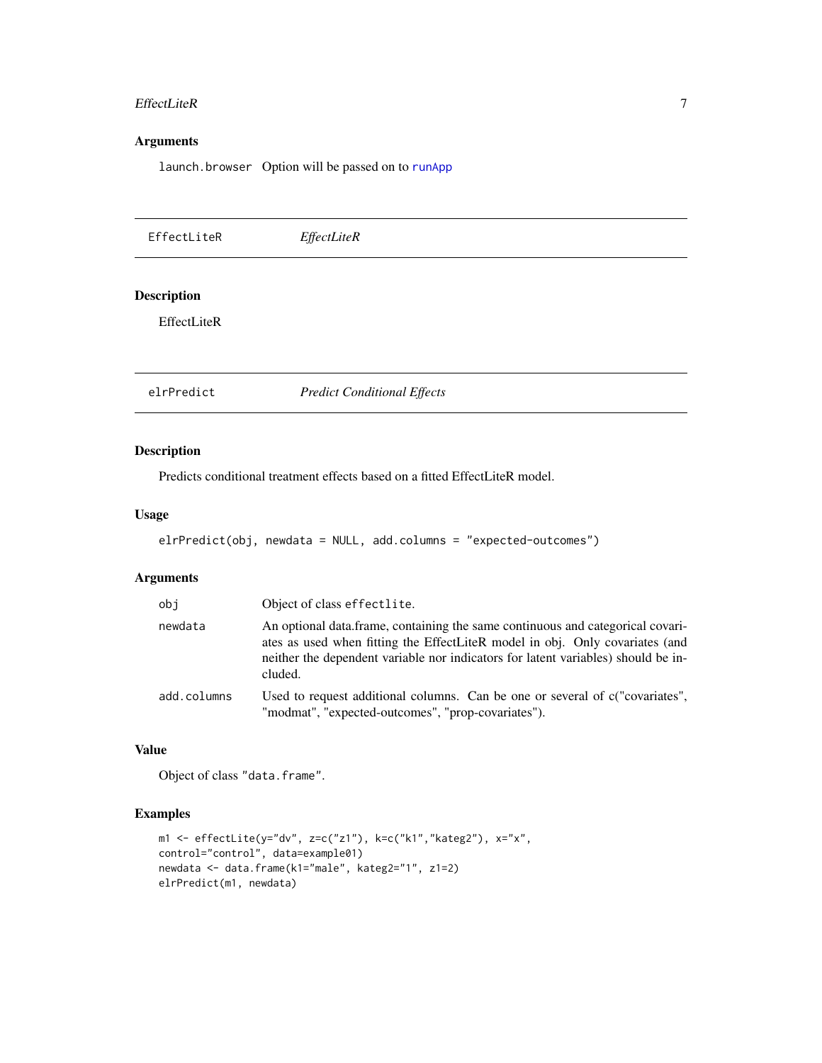## Arguments

| | |
|---|---|
| launch.browser | Option will be passed on to runApp |

---

## EffectLiteR — *EffectLiteR*

### Description

EffectLiteR

---

## elrPredict — *Predict Conditional Effects*

### Description

Predicts conditional treatment effects based on a fitted EffectLiteR model.

### Usage

```
elrPredict(obj, newdata = NULL, add.columns = "expected-outcomes")
```

### Arguments

| | |
|---|---|
| obj | Object of class effectlite. |
| newdata | An optional data.frame, containing the same continuous and categorical covariates as used when fitting the EffectLiteR model in obj. Only covariates (and neither the dependent variable nor indicators for latent variables) should be included. |
| add.columns | Used to request additional columns. Can be one or several of c("covariates", "modmat", "expected-outcomes", "prop-covariates"). |

### Value

Object of class "data.frame".

### Examples

```
m1 <- effectLite(y="dv", z=c("z1"), k=c("k1","kateg2"), x="x",
control="control", data=example01)
newdata <- data.frame(k1="male", kateg2="1", z1=2)
elrPredict(m1, newdata)
```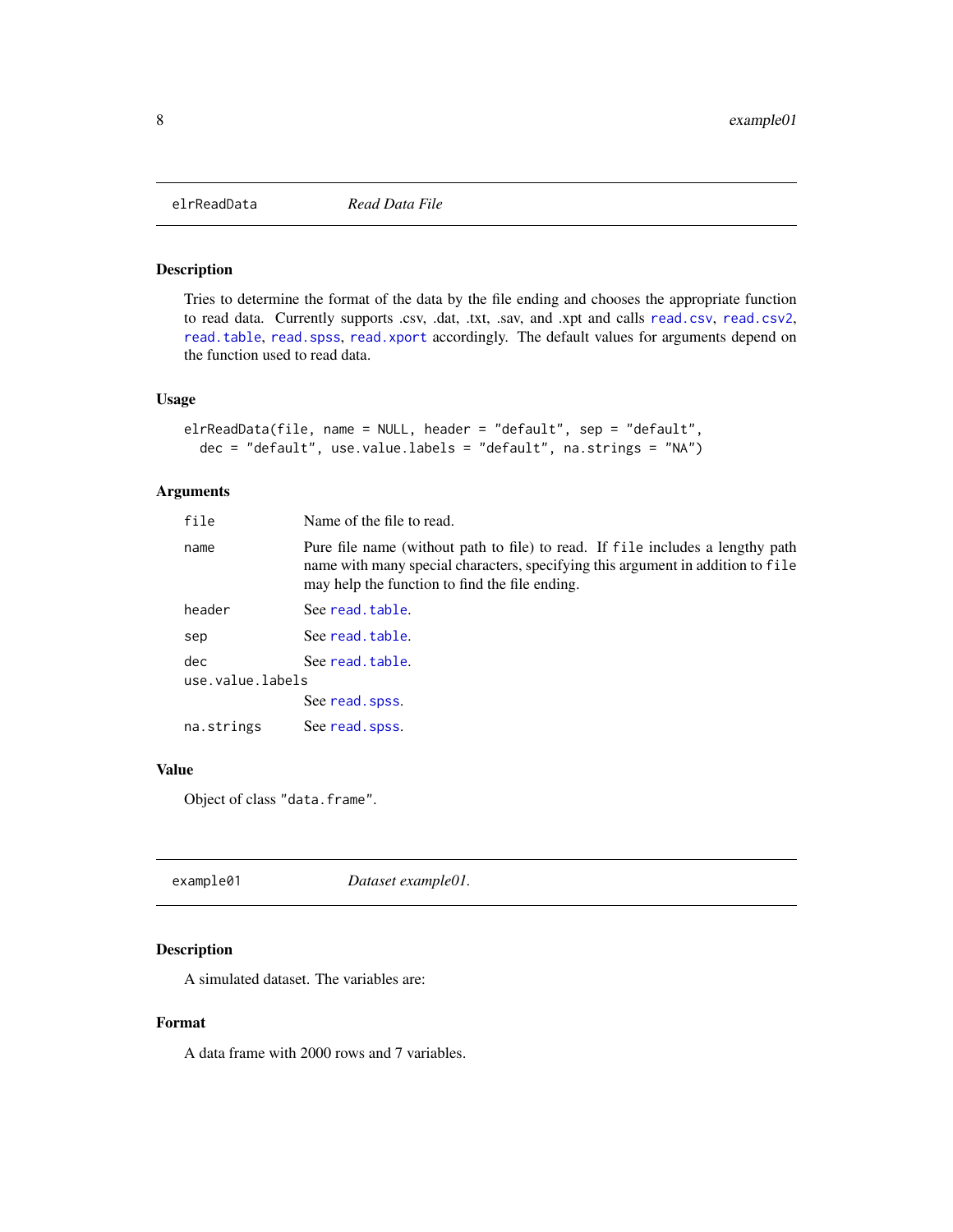## elrReadData — *Read Data File*

### Description

Tries to determine the format of the data by the file ending and chooses the appropriate function to read data. Currently supports .csv, .dat, .txt, .sav, and .xpt and calls read.csv, read.csv2, read.table, read.spss, read.xport accordingly. The default values for arguments depend on the function used to read data.

### Usage

```
elrReadData(file, name = NULL, header = "default", sep = "default",
  dec = "default", use.value.labels = "default", na.strings = "NA")
```

### Arguments

| | |
|---|---|
| file | Name of the file to read. |
| name | Pure file name (without path to file) to read. If file includes a lengthy path name with many special characters, specifying this argument in addition to file may help the function to find the file ending. |
| header | See read.table. |
| sep | See read.table. |
| dec | See read.table. |
| use.value.labels | See read.spss. |
| na.strings | See read.spss. |

### Value

Object of class "data.frame".

## example01 — *Dataset example01.*

### Description

A simulated dataset. The variables are:

### Format

A data frame with 2000 rows and 7 variables.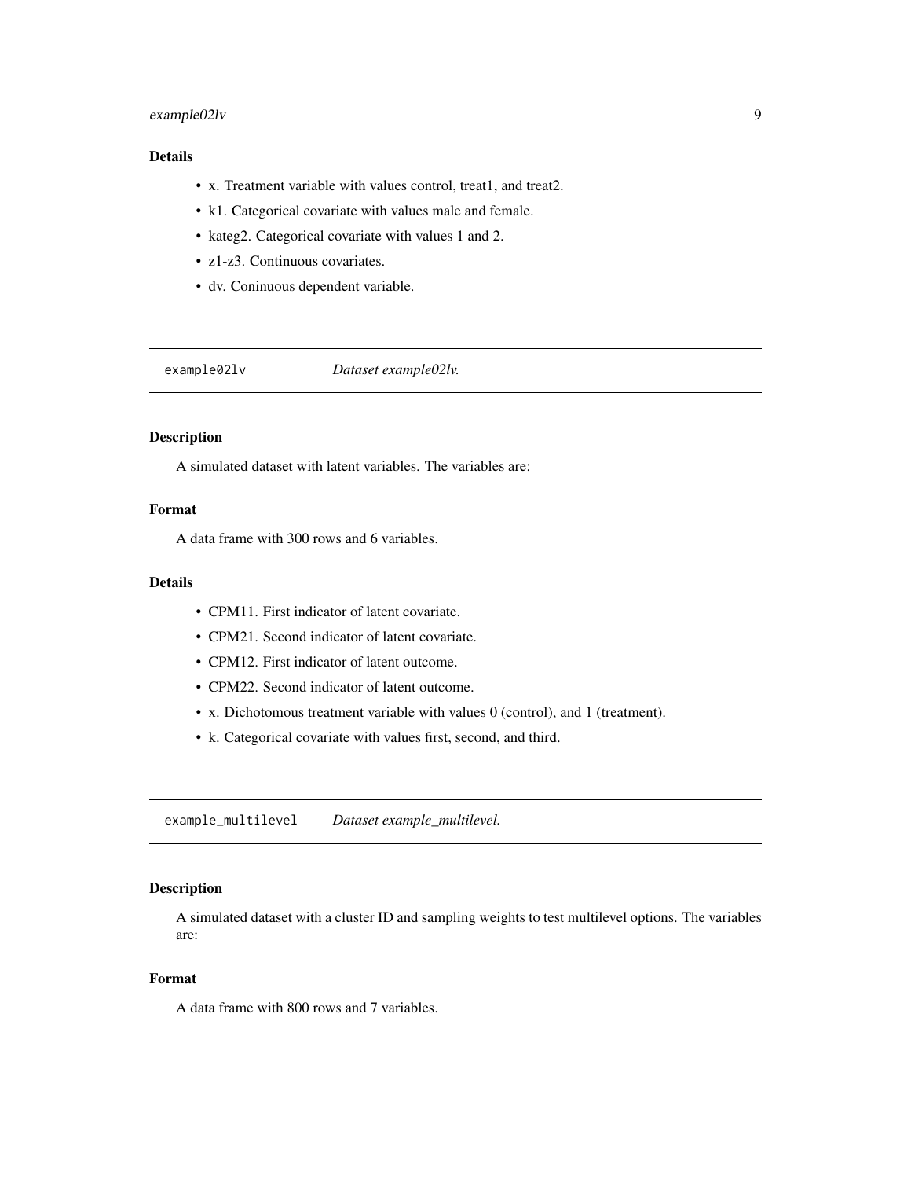## Details

- x. Treatment variable with values control, treat1, and treat2.
- k1. Categorical covariate with values male and female.
- kateg2. Categorical covariate with values 1 and 2.
- z1-z3. Continuous covariates.
- dv. Coninuous dependent variable.

---

`example02lv` *Dataset example02lv.*

---

## Description

A simulated dataset with latent variables. The variables are:

## Format

A data frame with 300 rows and 6 variables.

## Details

- CPM11. First indicator of latent covariate.
- CPM21. Second indicator of latent covariate.
- CPM12. First indicator of latent outcome.
- CPM22. Second indicator of latent outcome.
- x. Dichotomous treatment variable with values 0 (control), and 1 (treatment).
- k. Categorical covariate with values first, second, and third.

---

`example_multilevel` *Dataset example_multilevel.*

---

## Description

A simulated dataset with a cluster ID and sampling weights to test multilevel options. The variables are:

## Format

A data frame with 800 rows and 7 variables.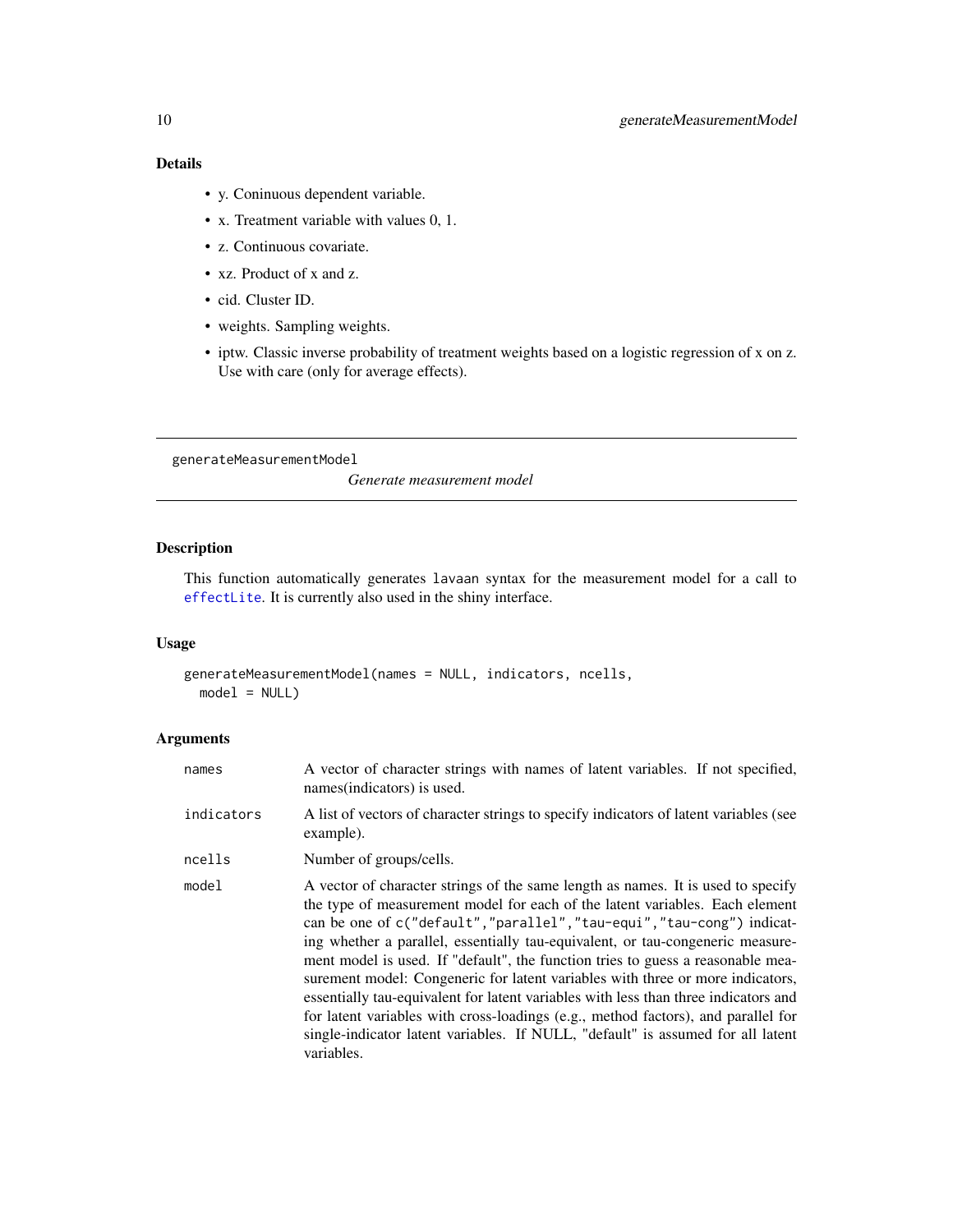## Details

- y. Coninuous dependent variable.
- x. Treatment variable with values 0, 1.
- z. Continuous covariate.
- xz. Product of x and z.
- cid. Cluster ID.
- weights. Sampling weights.
- iptw. Classic inverse probability of treatment weights based on a logistic regression of x on z. Use with care (only for average effects).

---

# generateMeasurementModel

*Generate measurement model*

## Description

This function automatically generates `lavaan` syntax for the measurement model for a call to `effectLite`. It is currently also used in the shiny interface.

## Usage

```
generateMeasurementModel(names = NULL, indicators, ncells,
  model = NULL)
```

## Arguments

| Argument | Description |
|---|---|
| `names` | A vector of character strings with names of latent variables. If not specified, names(indicators) is used. |
| `indicators` | A list of vectors of character strings to specify indicators of latent variables (see example). |
| `ncells` | Number of groups/cells. |
| `model` | A vector of character strings of the same length as names. It is used to specify the type of measurement model for each of the latent variables. Each element can be one of `c("default","parallel","tau-equi","tau-cong")` indicating whether a parallel, essentially tau-equivalent, or tau-congeneric measurement model is used. If "default", the function tries to guess a reasonable measurement model: Congeneric for latent variables with three or more indicators, essentially tau-equivalent for latent variables with less than three indicators and for latent variables with cross-loadings (e.g., method factors), and parallel for single-indicator latent variables. If NULL, "default" is assumed for all latent variables. |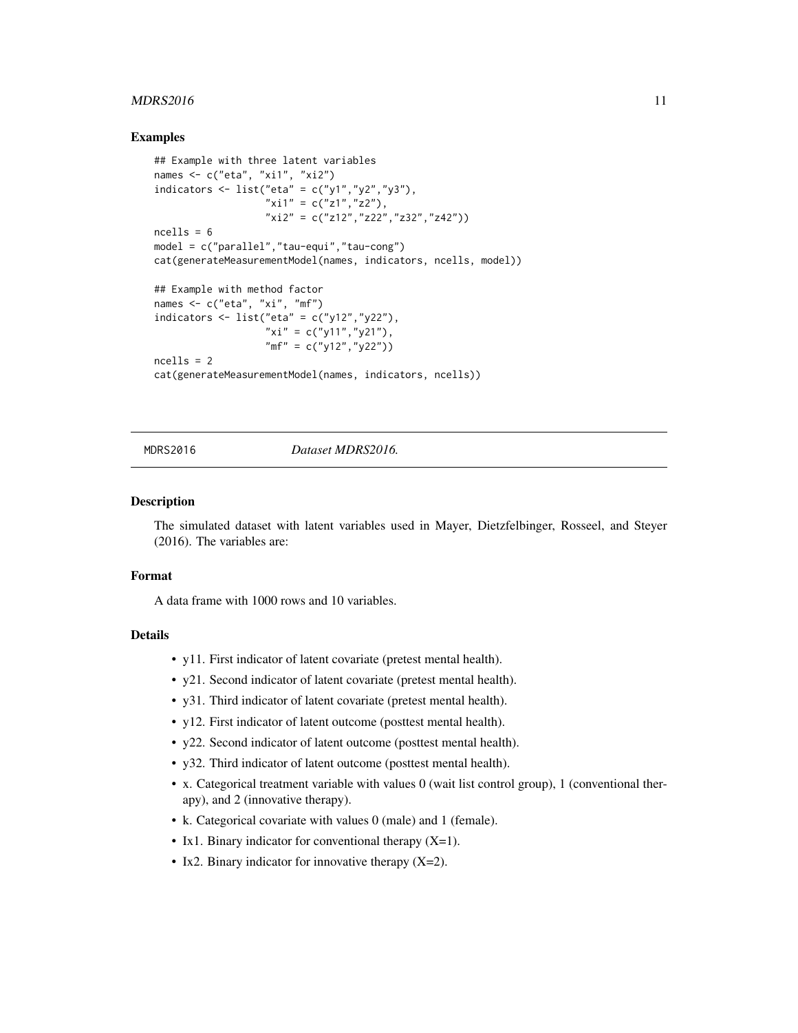### Examples

```
## Example with three latent variables
names <- c("eta", "xi1", "xi2")
indicators <- list("eta" = c("y1","y2","y3"),
                   "xi1" = c("z1","z2"),
                   "xi2" = c("z12","z22","z32","z42"))
ncells = 6
model = c("parallel","tau-equi","tau-cong")
cat(generateMeasurementModel(names, indicators, ncells, model))

## Example with method factor
names <- c("eta", "xi", "mf")
indicators <- list("eta" = c("y12","y22"),
                   "xi" = c("y11","y21"),
                   "mf" = c("y12","y22"))
ncells = 2
cat(generateMeasurementModel(names, indicators, ncells))
```

## MDRS2016 *Dataset MDRS2016.*

### Description

The simulated dataset with latent variables used in Mayer, Dietzfelbinger, Rosseel, and Steyer (2016). The variables are:

### Format

A data frame with 1000 rows and 10 variables.

### Details

- y11. First indicator of latent covariate (pretest mental health).
- y21. Second indicator of latent covariate (pretest mental health).
- y31. Third indicator of latent covariate (pretest mental health).
- y12. First indicator of latent outcome (posttest mental health).
- y22. Second indicator of latent outcome (posttest mental health).
- y32. Third indicator of latent outcome (posttest mental health).
- x. Categorical treatment variable with values 0 (wait list control group), 1 (conventional therapy), and 2 (innovative therapy).
- k. Categorical covariate with values 0 (male) and 1 (female).
- Ix1. Binary indicator for conventional therapy (X=1).
- Ix2. Binary indicator for innovative therapy (X=2).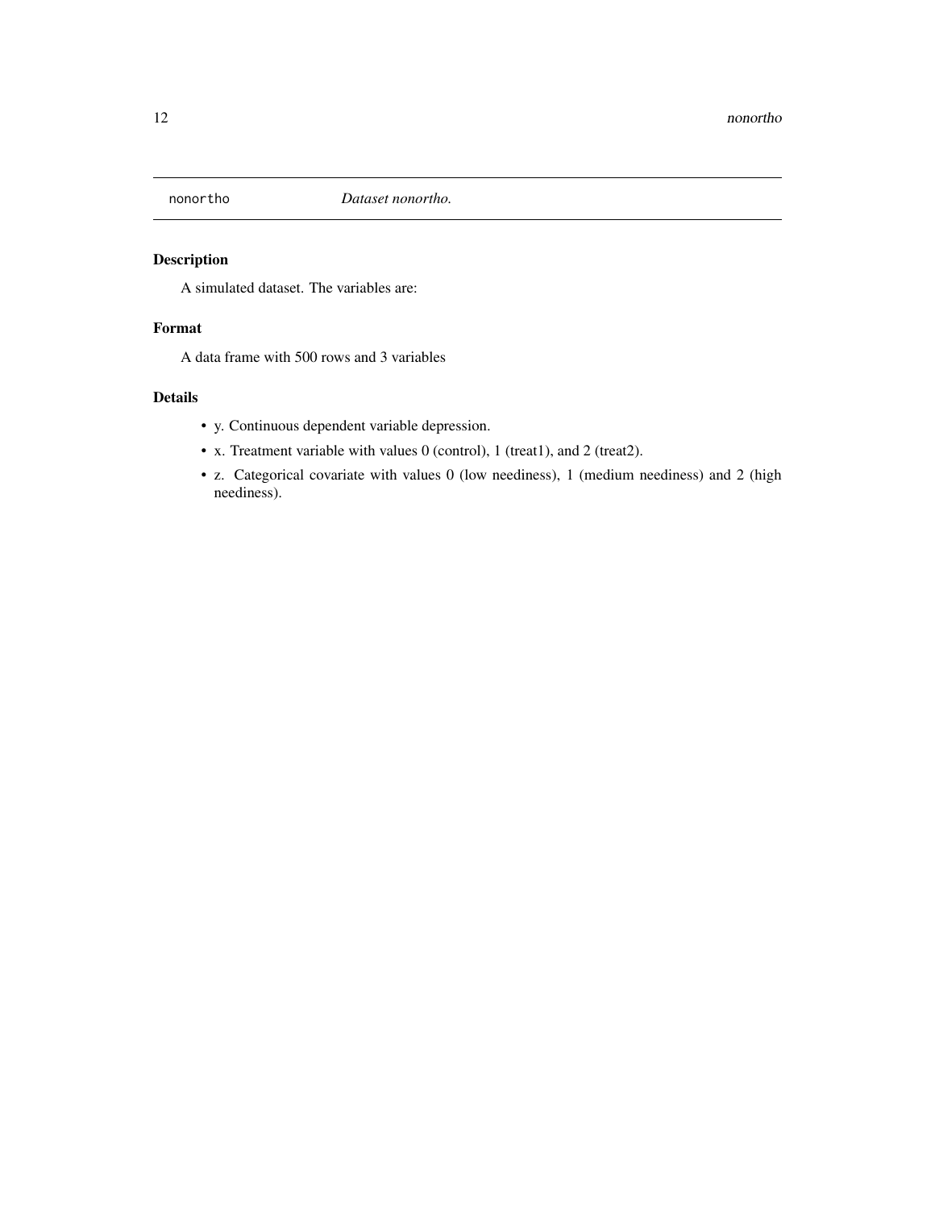`nonortho` *Dataset nonortho.*

### Description

A simulated dataset. The variables are:

### Format

A data frame with 500 rows and 3 variables

### Details

- y. Continuous dependent variable depression.
- x. Treatment variable with values 0 (control), 1 (treat1), and 2 (treat2).
- z. Categorical covariate with values 0 (low neediness), 1 (medium neediness) and 2 (high neediness).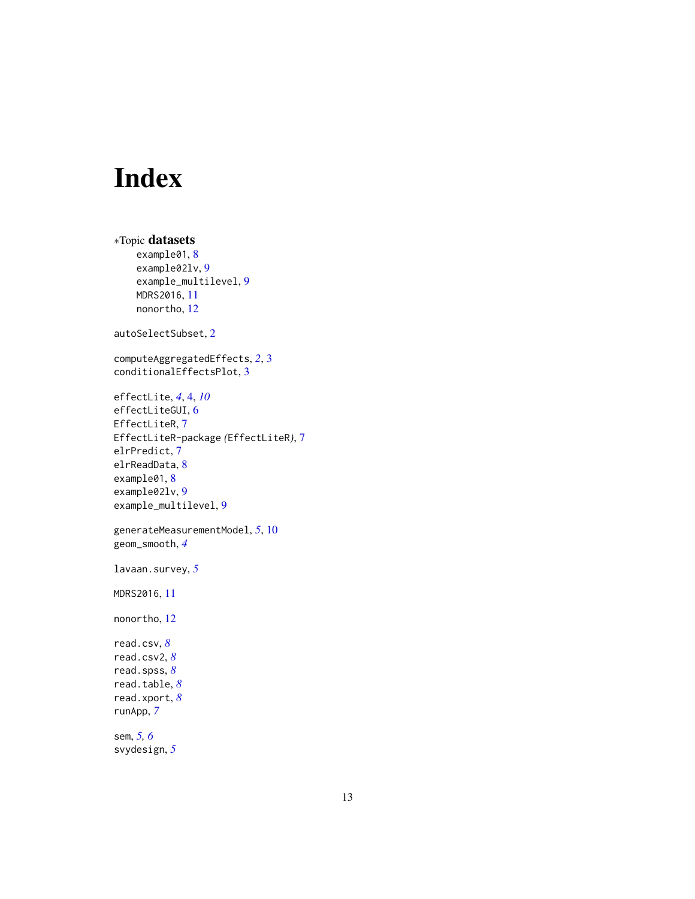# Index

*Topic **datasets**

example01, 8
example02lv, 9
example_multilevel, 9
MDRS2016, 11
nonortho, 12

autoSelectSubset, 2

computeAggregatedEffects, *2*, 3
conditionalEffectsPlot, 3

effectLite, *4*, 4, *10*
effectLiteGUI, 6
EffectLiteR, 7
EffectLiteR-package *(*EffectLiteR*)*, 7
elrPredict, 7
elrReadData, 8
example01, 8
example02lv, 9
example_multilevel, 9

generateMeasurementModel, *5*, 10
geom_smooth, *4*

lavaan.survey, *5*

MDRS2016, 11

nonortho, 12

read.csv, *8*
read.csv2, *8*
read.spss, *8*
read.table, *8*
read.xport, *8*
runApp, *7*

sem, *5*, *6*
svydesign, *5*